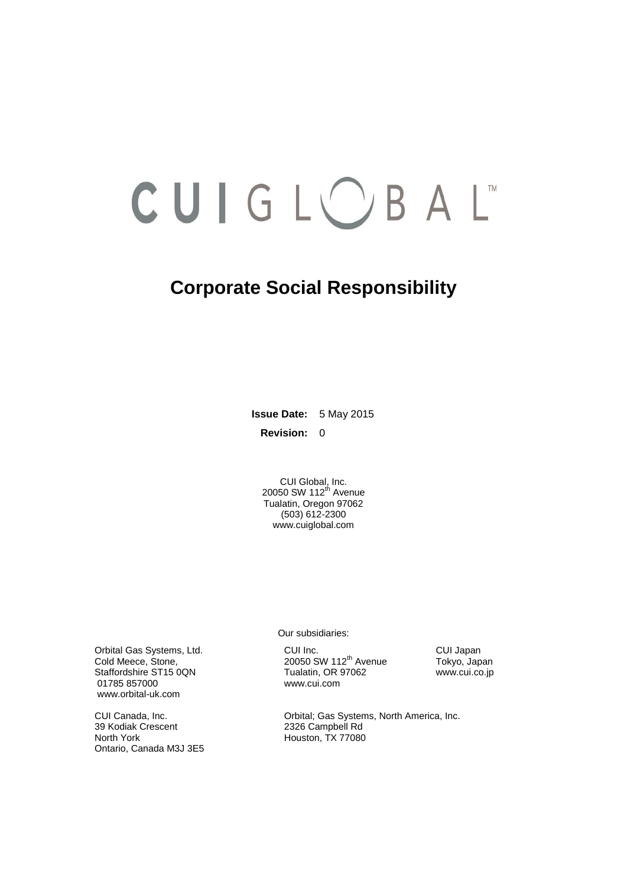CUI GLOBAL™

# Corporate Social Responsibility

**Issue Date:** 5 May 2015

**Revision:** 0

CUI Global, Inc.
20050 SW 112th Avenue
Tualatin, Oregon 97062
(503) 612-2300
www.cuiglobal.com

Our subsidiaries:

Orbital Gas Systems, Ltd.
Cold Meece, Stone,
Staffordshire ST15 0QN
01785 857000
www.orbital-uk.com

CUI Inc.
20050 SW 112th Avenue
Tualatin, OR 97062
www.cui.com

CUI Japan
Tokyo, Japan
www.cui.co.jp

CUI Canada, Inc.
39 Kodiak Crescent
North York
Ontario, Canada M3J 3E5

Orbital; Gas Systems, North America, Inc.
2326 Campbell Rd
Houston, TX 77080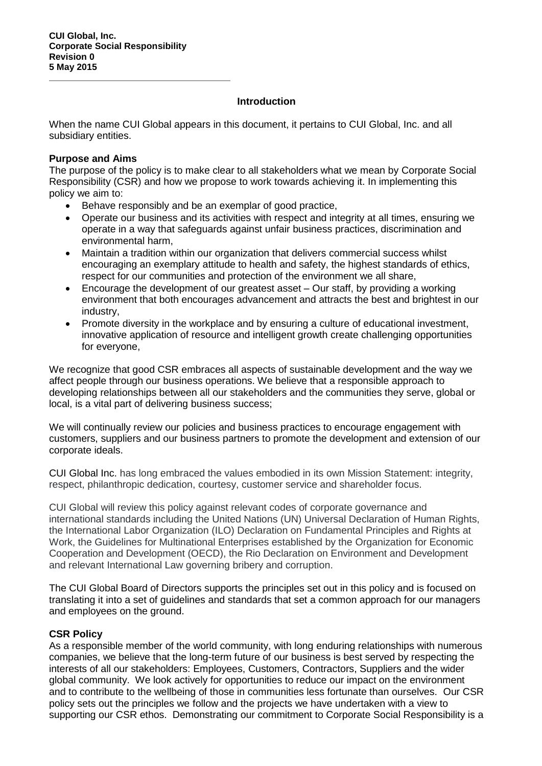**CUI Global, Inc.**
**Corporate Social Responsibility**
**Revision 0**
**5 May 2015**

## Introduction

When the name CUI Global appears in this document, it pertains to CUI Global, Inc. and all subsidiary entities.

### Purpose and Aims

The purpose of the policy is to make clear to all stakeholders what we mean by Corporate Social Responsibility (CSR) and how we propose to work towards achieving it. In implementing this policy we aim to:

- Behave responsibly and be an exemplar of good practice,
- Operate our business and its activities with respect and integrity at all times, ensuring we operate in a way that safeguards against unfair business practices, discrimination and environmental harm,
- Maintain a tradition within our organization that delivers commercial success whilst encouraging an exemplary attitude to health and safety, the highest standards of ethics, respect for our communities and protection of the environment we all share,
- Encourage the development of our greatest asset – Our staff, by providing a working environment that both encourages advancement and attracts the best and brightest in our industry,
- Promote diversity in the workplace and by ensuring a culture of educational investment, innovative application of resource and intelligent growth create challenging opportunities for everyone,

We recognize that good CSR embraces all aspects of sustainable development and the way we affect people through our business operations. We believe that a responsible approach to developing relationships between all our stakeholders and the communities they serve, global or local, is a vital part of delivering business success;

We will continually review our policies and business practices to encourage engagement with customers, suppliers and our business partners to promote the development and extension of our corporate ideals.

CUI Global Inc. has long embraced the values embodied in its own Mission Statement: integrity, respect, philanthropic dedication, courtesy, customer service and shareholder focus.

CUI Global will review this policy against relevant codes of corporate governance and international standards including the United Nations (UN) Universal Declaration of Human Rights, the International Labor Organization (ILO) Declaration on Fundamental Principles and Rights at Work, the Guidelines for Multinational Enterprises established by the Organization for Economic Cooperation and Development (OECD), the Rio Declaration on Environment and Development and relevant International Law governing bribery and corruption.

The CUI Global Board of Directors supports the principles set out in this policy and is focused on translating it into a set of guidelines and standards that set a common approach for our managers and employees on the ground.

### CSR Policy

As a responsible member of the world community, with long enduring relationships with numerous companies, we believe that the long-term future of our business is best served by respecting the interests of all our stakeholders: Employees, Customers, Contractors, Suppliers and the wider global community. We look actively for opportunities to reduce our impact on the environment and to contribute to the wellbeing of those in communities less fortunate than ourselves. Our CSR policy sets out the principles we follow and the projects we have undertaken with a view to supporting our CSR ethos. Demonstrating our commitment to Corporate Social Responsibility is a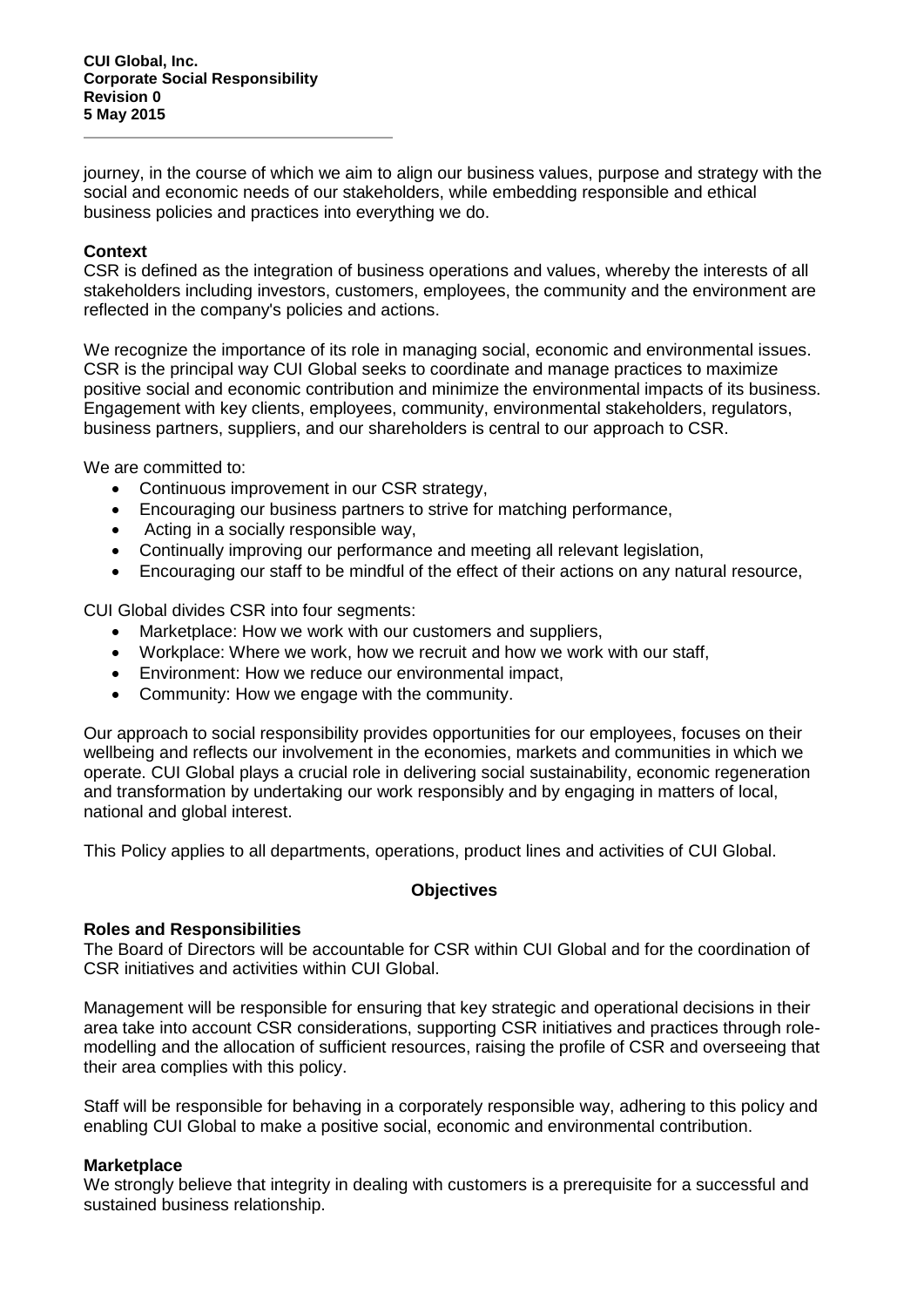journey, in the course of which we aim to align our business values, purpose and strategy with the social and economic needs of our stakeholders, while embedding responsible and ethical business policies and practices into everything we do.

**Context**

CSR is defined as the integration of business operations and values, whereby the interests of all stakeholders including investors, customers, employees, the community and the environment are reflected in the company's policies and actions.

We recognize the importance of its role in managing social, economic and environmental issues. CSR is the principal way CUI Global seeks to coordinate and manage practices to maximize positive social and economic contribution and minimize the environmental impacts of its business. Engagement with key clients, employees, community, environmental stakeholders, regulators, business partners, suppliers, and our shareholders is central to our approach to CSR.

We are committed to:

- Continuous improvement in our CSR strategy,
- Encouraging our business partners to strive for matching performance,
- Acting in a socially responsible way,
- Continually improving our performance and meeting all relevant legislation,
- Encouraging our staff to be mindful of the effect of their actions on any natural resource,

CUI Global divides CSR into four segments:

- Marketplace: How we work with our customers and suppliers,
- Workplace: Where we work, how we recruit and how we work with our staff,
- Environment: How we reduce our environmental impact,
- Community: How we engage with the community.

Our approach to social responsibility provides opportunities for our employees, focuses on their wellbeing and reflects our involvement in the economies, markets and communities in which we operate. CUI Global plays a crucial role in delivering social sustainability, economic regeneration and transformation by undertaking our work responsibly and by engaging in matters of local, national and global interest.

This Policy applies to all departments, operations, product lines and activities of CUI Global.

## Objectives

**Roles and Responsibilities**

The Board of Directors will be accountable for CSR within CUI Global and for the coordination of CSR initiatives and activities within CUI Global.

Management will be responsible for ensuring that key strategic and operational decisions in their area take into account CSR considerations, supporting CSR initiatives and practices through role-modelling and the allocation of sufficient resources, raising the profile of CSR and overseeing that their area complies with this policy.

Staff will be responsible for behaving in a corporately responsible way, adhering to this policy and enabling CUI Global to make a positive social, economic and environmental contribution.

**Marketplace**

We strongly believe that integrity in dealing with customers is a prerequisite for a successful and sustained business relationship.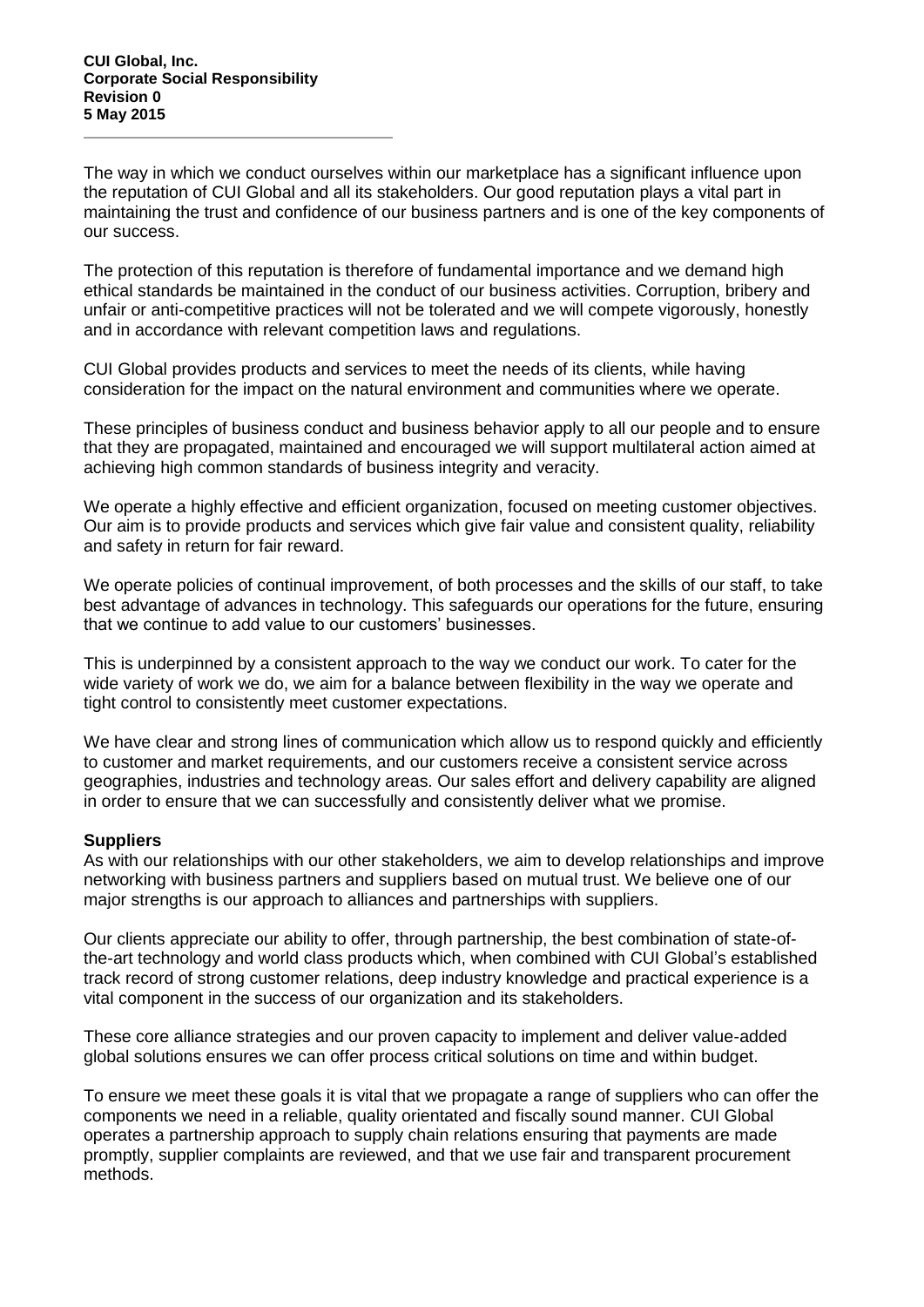The way in which we conduct ourselves within our marketplace has a significant influence upon the reputation of CUI Global and all its stakeholders. Our good reputation plays a vital part in maintaining the trust and confidence of our business partners and is one of the key components of our success.

The protection of this reputation is therefore of fundamental importance and we demand high ethical standards be maintained in the conduct of our business activities. Corruption, bribery and unfair or anti-competitive practices will not be tolerated and we will compete vigorously, honestly and in accordance with relevant competition laws and regulations.

CUI Global provides products and services to meet the needs of its clients, while having consideration for the impact on the natural environment and communities where we operate.

These principles of business conduct and business behavior apply to all our people and to ensure that they are propagated, maintained and encouraged we will support multilateral action aimed at achieving high common standards of business integrity and veracity.

We operate a highly effective and efficient organization, focused on meeting customer objectives. Our aim is to provide products and services which give fair value and consistent quality, reliability and safety in return for fair reward.

We operate policies of continual improvement, of both processes and the skills of our staff, to take best advantage of advances in technology. This safeguards our operations for the future, ensuring that we continue to add value to our customers' businesses.

This is underpinned by a consistent approach to the way we conduct our work. To cater for the wide variety of work we do, we aim for a balance between flexibility in the way we operate and tight control to consistently meet customer expectations.

We have clear and strong lines of communication which allow us to respond quickly and efficiently to customer and market requirements, and our customers receive a consistent service across geographies, industries and technology areas. Our sales effort and delivery capability are aligned in order to ensure that we can successfully and consistently deliver what we promise.

**Suppliers**

As with our relationships with our other stakeholders, we aim to develop relationships and improve networking with business partners and suppliers based on mutual trust. We believe one of our major strengths is our approach to alliances and partnerships with suppliers.

Our clients appreciate our ability to offer, through partnership, the best combination of state-of-the-art technology and world class products which, when combined with CUI Global's established track record of strong customer relations, deep industry knowledge and practical experience is a vital component in the success of our organization and its stakeholders.

These core alliance strategies and our proven capacity to implement and deliver value-added global solutions ensures we can offer process critical solutions on time and within budget.

To ensure we meet these goals it is vital that we propagate a range of suppliers who can offer the components we need in a reliable, quality orientated and fiscally sound manner. CUI Global operates a partnership approach to supply chain relations ensuring that payments are made promptly, supplier complaints are reviewed, and that we use fair and transparent procurement methods.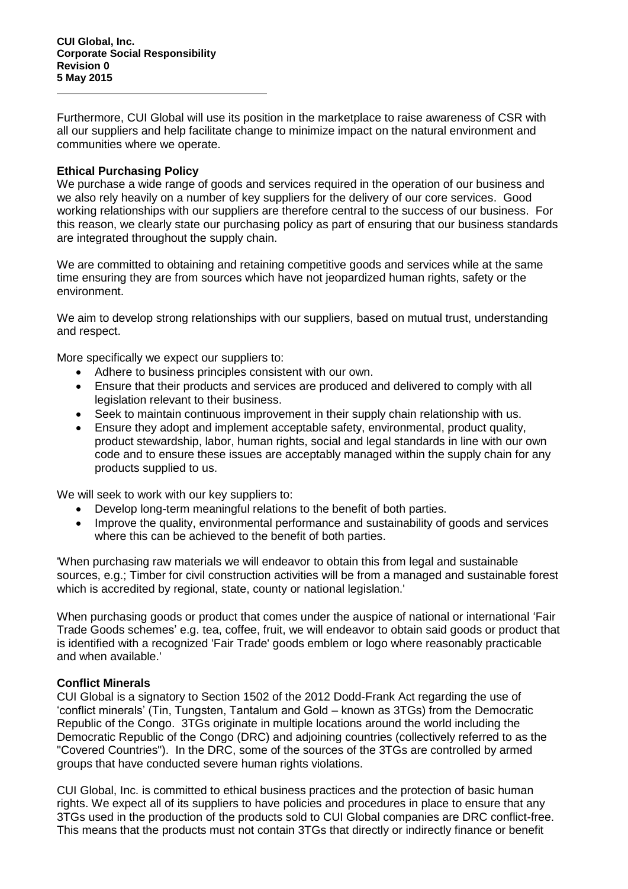Furthermore, CUI Global will use its position in the marketplace to raise awareness of CSR with all our suppliers and help facilitate change to minimize impact on the natural environment and communities where we operate.

**Ethical Purchasing Policy**

We purchase a wide range of goods and services required in the operation of our business and we also rely heavily on a number of key suppliers for the delivery of our core services. Good working relationships with our suppliers are therefore central to the success of our business. For this reason, we clearly state our purchasing policy as part of ensuring that our business standards are integrated throughout the supply chain.

We are committed to obtaining and retaining competitive goods and services while at the same time ensuring they are from sources which have not jeopardized human rights, safety or the environment.

We aim to develop strong relationships with our suppliers, based on mutual trust, understanding and respect.

More specifically we expect our suppliers to:

- Adhere to business principles consistent with our own.
- Ensure that their products and services are produced and delivered to comply with all legislation relevant to their business.
- Seek to maintain continuous improvement in their supply chain relationship with us.
- Ensure they adopt and implement acceptable safety, environmental, product quality, product stewardship, labor, human rights, social and legal standards in line with our own code and to ensure these issues are acceptably managed within the supply chain for any products supplied to us.

We will seek to work with our key suppliers to:

- Develop long-term meaningful relations to the benefit of both parties.
- Improve the quality, environmental performance and sustainability of goods and services where this can be achieved to the benefit of both parties.

'When purchasing raw materials we will endeavor to obtain this from legal and sustainable sources, e.g.; Timber for civil construction activities will be from a managed and sustainable forest which is accredited by regional, state, county or national legislation.'

When purchasing goods or product that comes under the auspice of national or international 'Fair Trade Goods schemes' e.g. tea, coffee, fruit, we will endeavor to obtain said goods or product that is identified with a recognized 'Fair Trade' goods emblem or logo where reasonably practicable and when available.'

**Conflict Minerals**

CUI Global is a signatory to Section 1502 of the 2012 Dodd-Frank Act regarding the use of 'conflict minerals' (Tin, Tungsten, Tantalum and Gold – known as 3TGs) from the Democratic Republic of the Congo. 3TGs originate in multiple locations around the world including the Democratic Republic of the Congo (DRC) and adjoining countries (collectively referred to as the "Covered Countries"). In the DRC, some of the sources of the 3TGs are controlled by armed groups that have conducted severe human rights violations.

CUI Global, Inc. is committed to ethical business practices and the protection of basic human rights. We expect all of its suppliers to have policies and procedures in place to ensure that any 3TGs used in the production of the products sold to CUI Global companies are DRC conflict-free. This means that the products must not contain 3TGs that directly or indirectly finance or benefit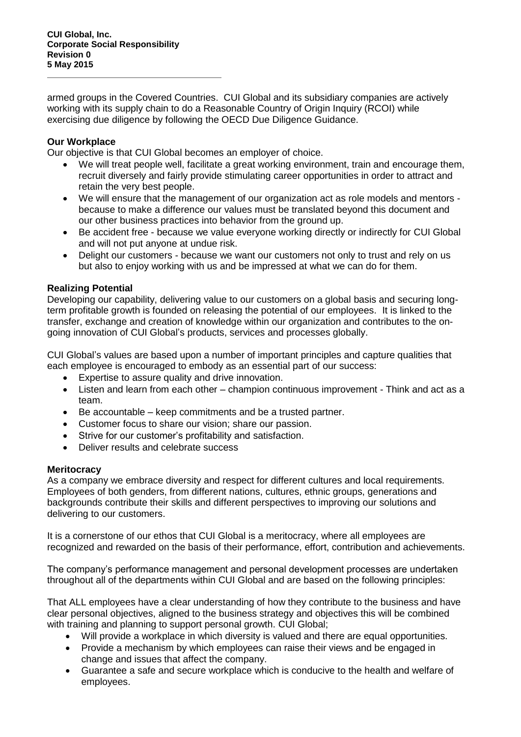armed groups in the Covered Countries. CUI Global and its subsidiary companies are actively working with its supply chain to do a Reasonable Country of Origin Inquiry (RCOI) while exercising due diligence by following the OECD Due Diligence Guidance.

**Our Workplace**

Our objective is that CUI Global becomes an employer of choice.

- We will treat people well, facilitate a great working environment, train and encourage them, recruit diversely and fairly provide stimulating career opportunities in order to attract and retain the very best people.
- We will ensure that the management of our organization act as role models and mentors - because to make a difference our values must be translated beyond this document and our other business practices into behavior from the ground up.
- Be accident free - because we value everyone working directly or indirectly for CUI Global and will not put anyone at undue risk.
- Delight our customers - because we want our customers not only to trust and rely on us but also to enjoy working with us and be impressed at what we can do for them.

**Realizing Potential**

Developing our capability, delivering value to our customers on a global basis and securing long-term profitable growth is founded on releasing the potential of our employees. It is linked to the transfer, exchange and creation of knowledge within our organization and contributes to the on-going innovation of CUI Global's products, services and processes globally.

CUI Global's values are based upon a number of important principles and capture qualities that each employee is encouraged to embody as an essential part of our success:

- Expertise to assure quality and drive innovation.
- Listen and learn from each other – champion continuous improvement - Think and act as a team.
- Be accountable – keep commitments and be a trusted partner.
- Customer focus to share our vision; share our passion.
- Strive for our customer's profitability and satisfaction.
- Deliver results and celebrate success

**Meritocracy**

As a company we embrace diversity and respect for different cultures and local requirements. Employees of both genders, from different nations, cultures, ethnic groups, generations and backgrounds contribute their skills and different perspectives to improving our solutions and delivering to our customers.

It is a cornerstone of our ethos that CUI Global is a meritocracy, where all employees are recognized and rewarded on the basis of their performance, effort, contribution and achievements.

The company's performance management and personal development processes are undertaken throughout all of the departments within CUI Global and are based on the following principles:

That ALL employees have a clear understanding of how they contribute to the business and have clear personal objectives, aligned to the business strategy and objectives this will be combined with training and planning to support personal growth. CUI Global;

- Will provide a workplace in which diversity is valued and there are equal opportunities.
- Provide a mechanism by which employees can raise their views and be engaged in change and issues that affect the company.
- Guarantee a safe and secure workplace which is conducive to the health and welfare of employees.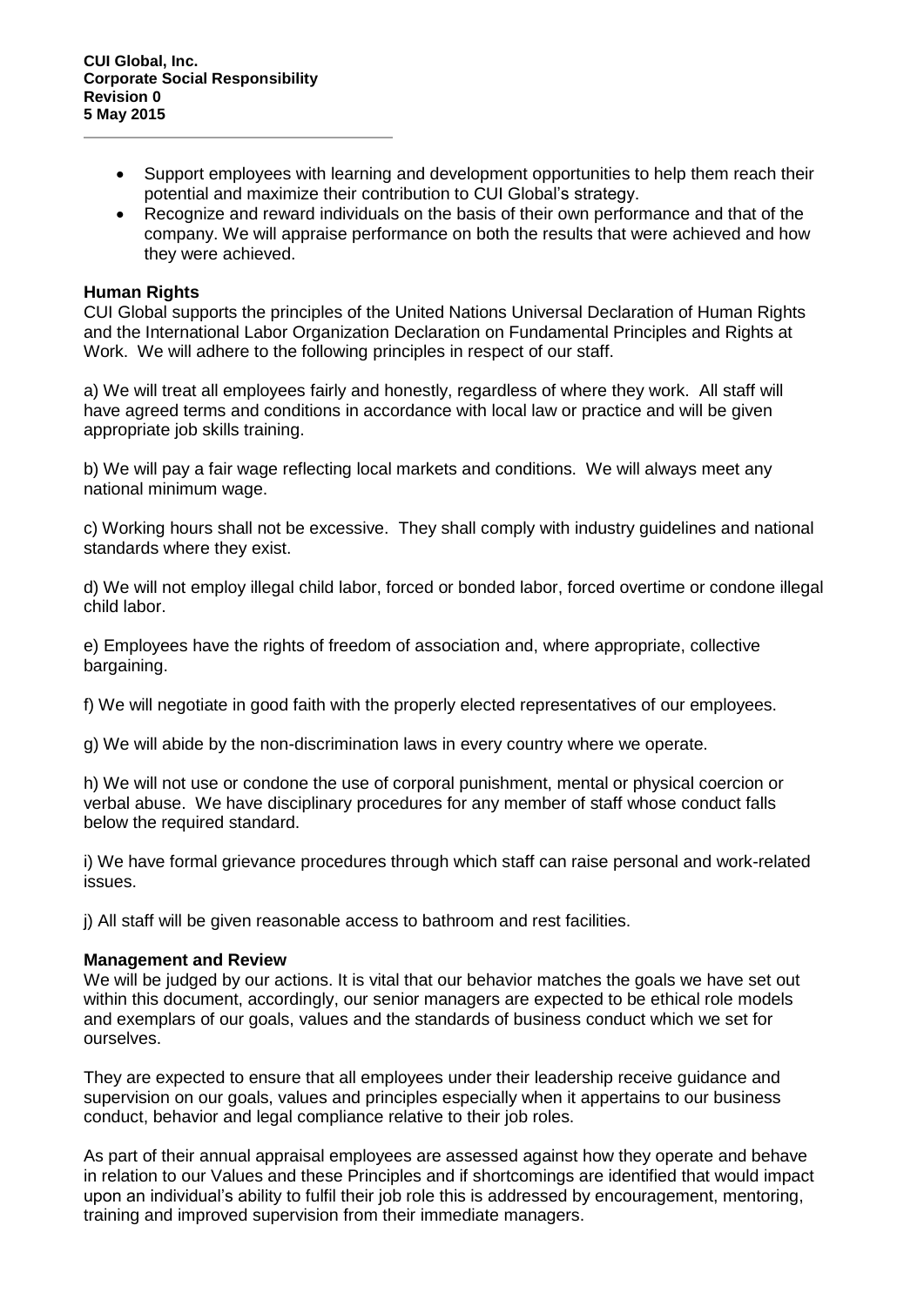- Support employees with learning and development opportunities to help them reach their potential and maximize their contribution to CUI Global's strategy.
- Recognize and reward individuals on the basis of their own performance and that of the company. We will appraise performance on both the results that were achieved and how they were achieved.

**Human Rights**

CUI Global supports the principles of the United Nations Universal Declaration of Human Rights and the International Labor Organization Declaration on Fundamental Principles and Rights at Work. We will adhere to the following principles in respect of our staff.

a) We will treat all employees fairly and honestly, regardless of where they work. All staff will have agreed terms and conditions in accordance with local law or practice and will be given appropriate job skills training.

b) We will pay a fair wage reflecting local markets and conditions. We will always meet any national minimum wage.

c) Working hours shall not be excessive. They shall comply with industry guidelines and national standards where they exist.

d) We will not employ illegal child labor, forced or bonded labor, forced overtime or condone illegal child labor.

e) Employees have the rights of freedom of association and, where appropriate, collective bargaining.

f) We will negotiate in good faith with the properly elected representatives of our employees.

g) We will abide by the non-discrimination laws in every country where we operate.

h) We will not use or condone the use of corporal punishment, mental or physical coercion or verbal abuse. We have disciplinary procedures for any member of staff whose conduct falls below the required standard.

i) We have formal grievance procedures through which staff can raise personal and work-related issues.

j) All staff will be given reasonable access to bathroom and rest facilities.

**Management and Review**

We will be judged by our actions. It is vital that our behavior matches the goals we have set out within this document, accordingly, our senior managers are expected to be ethical role models and exemplars of our goals, values and the standards of business conduct which we set for ourselves.

They are expected to ensure that all employees under their leadership receive guidance and supervision on our goals, values and principles especially when it appertains to our business conduct, behavior and legal compliance relative to their job roles.

As part of their annual appraisal employees are assessed against how they operate and behave in relation to our Values and these Principles and if shortcomings are identified that would impact upon an individual's ability to fulfil their job role this is addressed by encouragement, mentoring, training and improved supervision from their immediate managers.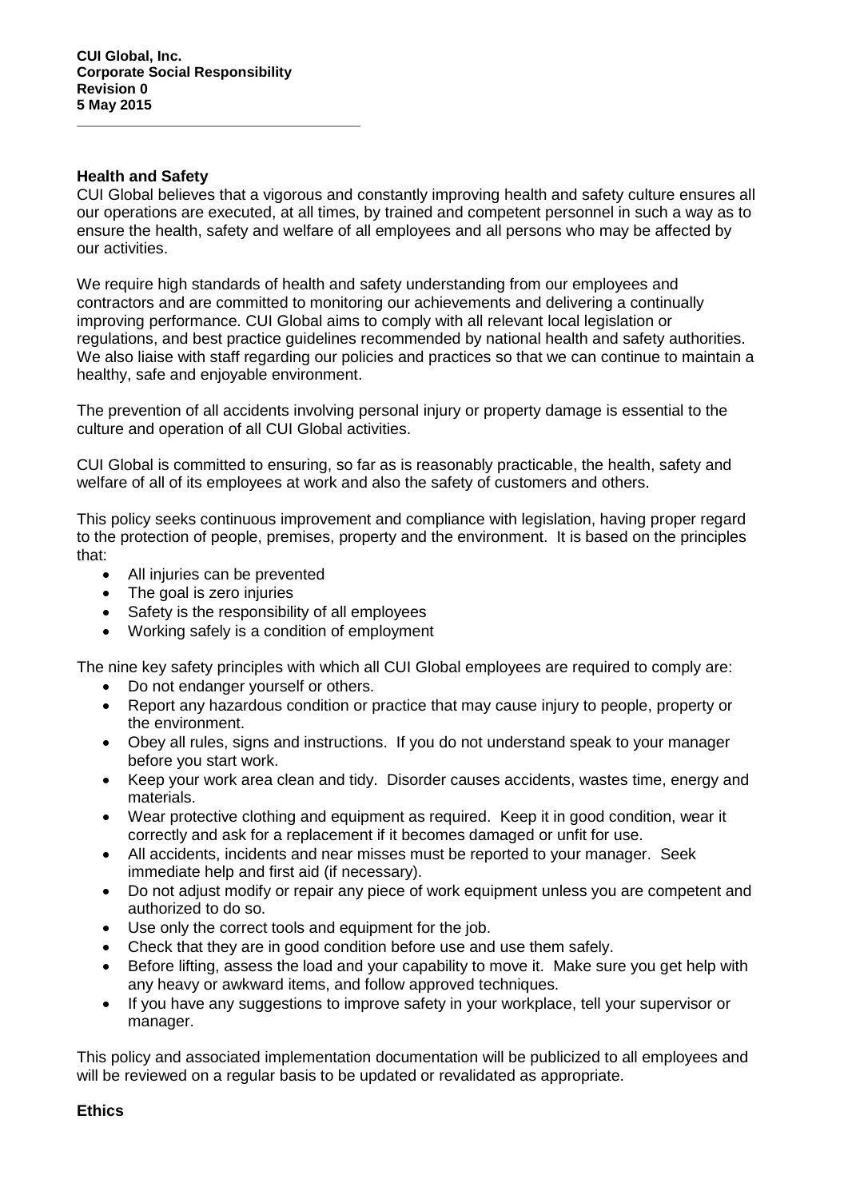## Health and Safety

CUI Global believes that a vigorous and constantly improving health and safety culture ensures all our operations are executed, at all times, by trained and competent personnel in such a way as to ensure the health, safety and welfare of all employees and all persons who may be affected by our activities.

We require high standards of health and safety understanding from our employees and contractors and are committed to monitoring our achievements and delivering a continually improving performance. CUI Global aims to comply with all relevant local legislation or regulations, and best practice guidelines recommended by national health and safety authorities. We also liaise with staff regarding our policies and practices so that we can continue to maintain a healthy, safe and enjoyable environment.

The prevention of all accidents involving personal injury or property damage is essential to the culture and operation of all CUI Global activities.

CUI Global is committed to ensuring, so far as is reasonably practicable, the health, safety and welfare of all of its employees at work and also the safety of customers and others.

This policy seeks continuous improvement and compliance with legislation, having proper regard to the protection of people, premises, property and the environment. It is based on the principles that:

- All injuries can be prevented
- The goal is zero injuries
- Safety is the responsibility of all employees
- Working safely is a condition of employment

The nine key safety principles with which all CUI Global employees are required to comply are:

- Do not endanger yourself or others.
- Report any hazardous condition or practice that may cause injury to people, property or the environment.
- Obey all rules, signs and instructions. If you do not understand speak to your manager before you start work.
- Keep your work area clean and tidy. Disorder causes accidents, wastes time, energy and materials.
- Wear protective clothing and equipment as required. Keep it in good condition, wear it correctly and ask for a replacement if it becomes damaged or unfit for use.
- All accidents, incidents and near misses must be reported to your manager. Seek immediate help and first aid (if necessary).
- Do not adjust modify or repair any piece of work equipment unless you are competent and authorized to do so.
- Use only the correct tools and equipment for the job.
- Check that they are in good condition before use and use them safely.
- Before lifting, assess the load and your capability to move it. Make sure you get help with any heavy or awkward items, and follow approved techniques.
- If you have any suggestions to improve safety in your workplace, tell your supervisor or manager.

This policy and associated implementation documentation will be publicized to all employees and will be reviewed on a regular basis to be updated or revalidated as appropriate.

## Ethics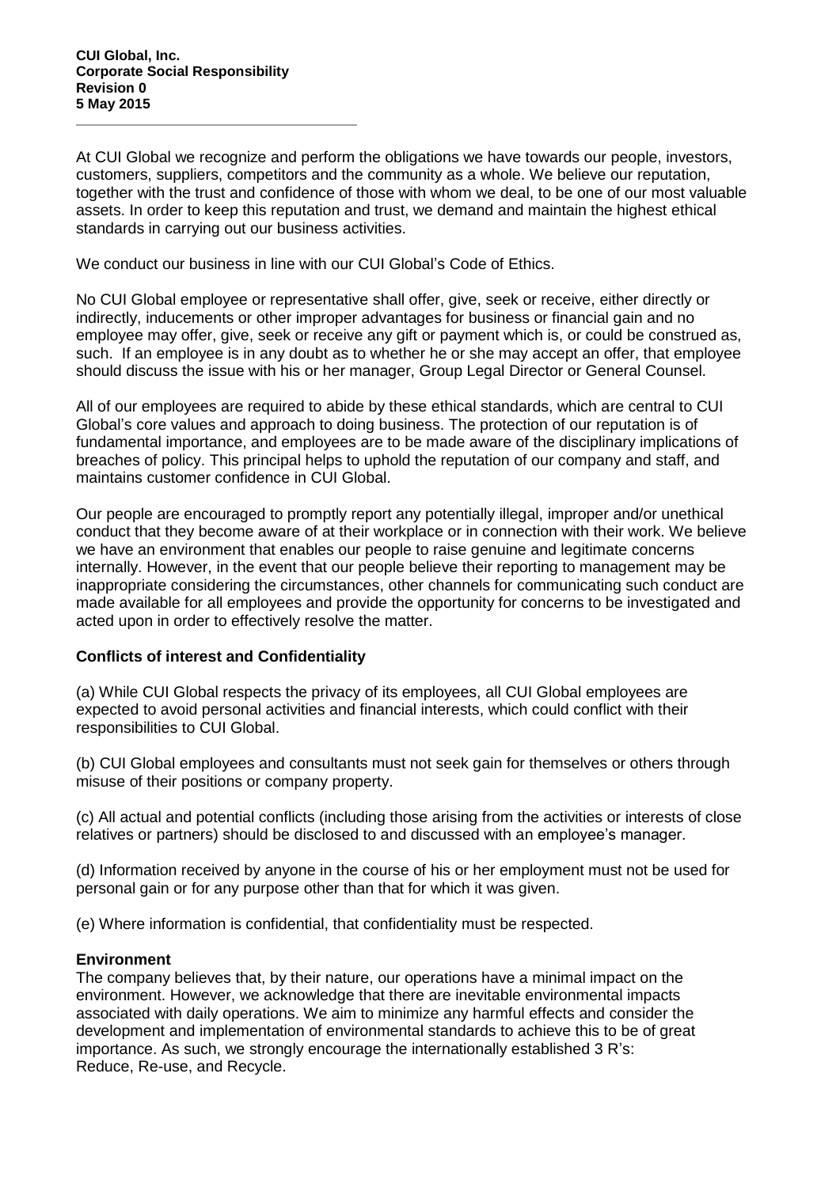**CUI Global, Inc.**
**Corporate Social Responsibility**
**Revision 0**
**5 May 2015**

---

At CUI Global we recognize and perform the obligations we have towards our people, investors, customers, suppliers, competitors and the community as a whole. We believe our reputation, together with the trust and confidence of those with whom we deal, to be one of our most valuable assets. In order to keep this reputation and trust, we demand and maintain the highest ethical standards in carrying out our business activities.

We conduct our business in line with our CUI Global's Code of Ethics.

No CUI Global employee or representative shall offer, give, seek or receive, either directly or indirectly, inducements or other improper advantages for business or financial gain and no employee may offer, give, seek or receive any gift or payment which is, or could be construed as, such. If an employee is in any doubt as to whether he or she may accept an offer, that employee should discuss the issue with his or her manager, Group Legal Director or General Counsel.

All of our employees are required to abide by these ethical standards, which are central to CUI Global's core values and approach to doing business. The protection of our reputation is of fundamental importance, and employees are to be made aware of the disciplinary implications of breaches of policy. This principal helps to uphold the reputation of our company and staff, and maintains customer confidence in CUI Global.

Our people are encouraged to promptly report any potentially illegal, improper and/or unethical conduct that they become aware of at their workplace or in connection with their work. We believe we have an environment that enables our people to raise genuine and legitimate concerns internally. However, in the event that our people believe their reporting to management may be inappropriate considering the circumstances, other channels for communicating such conduct are made available for all employees and provide the opportunity for concerns to be investigated and acted upon in order to effectively resolve the matter.

**Conflicts of interest and Confidentiality**

(a) While CUI Global respects the privacy of its employees, all CUI Global employees are expected to avoid personal activities and financial interests, which could conflict with their responsibilities to CUI Global.

(b) CUI Global employees and consultants must not seek gain for themselves or others through misuse of their positions or company property.

(c) All actual and potential conflicts (including those arising from the activities or interests of close relatives or partners) should be disclosed to and discussed with an employee's manager.

(d) Information received by anyone in the course of his or her employment must not be used for personal gain or for any purpose other than that for which it was given.

(e) Where information is confidential, that confidentiality must be respected.

**Environment**

The company believes that, by their nature, our operations have a minimal impact on the environment. However, we acknowledge that there are inevitable environmental impacts associated with daily operations. We aim to minimize any harmful effects and consider the development and implementation of environmental standards to achieve this to be of great importance. As such, we strongly encourage the internationally established 3 R's: Reduce, Re-use, and Recycle.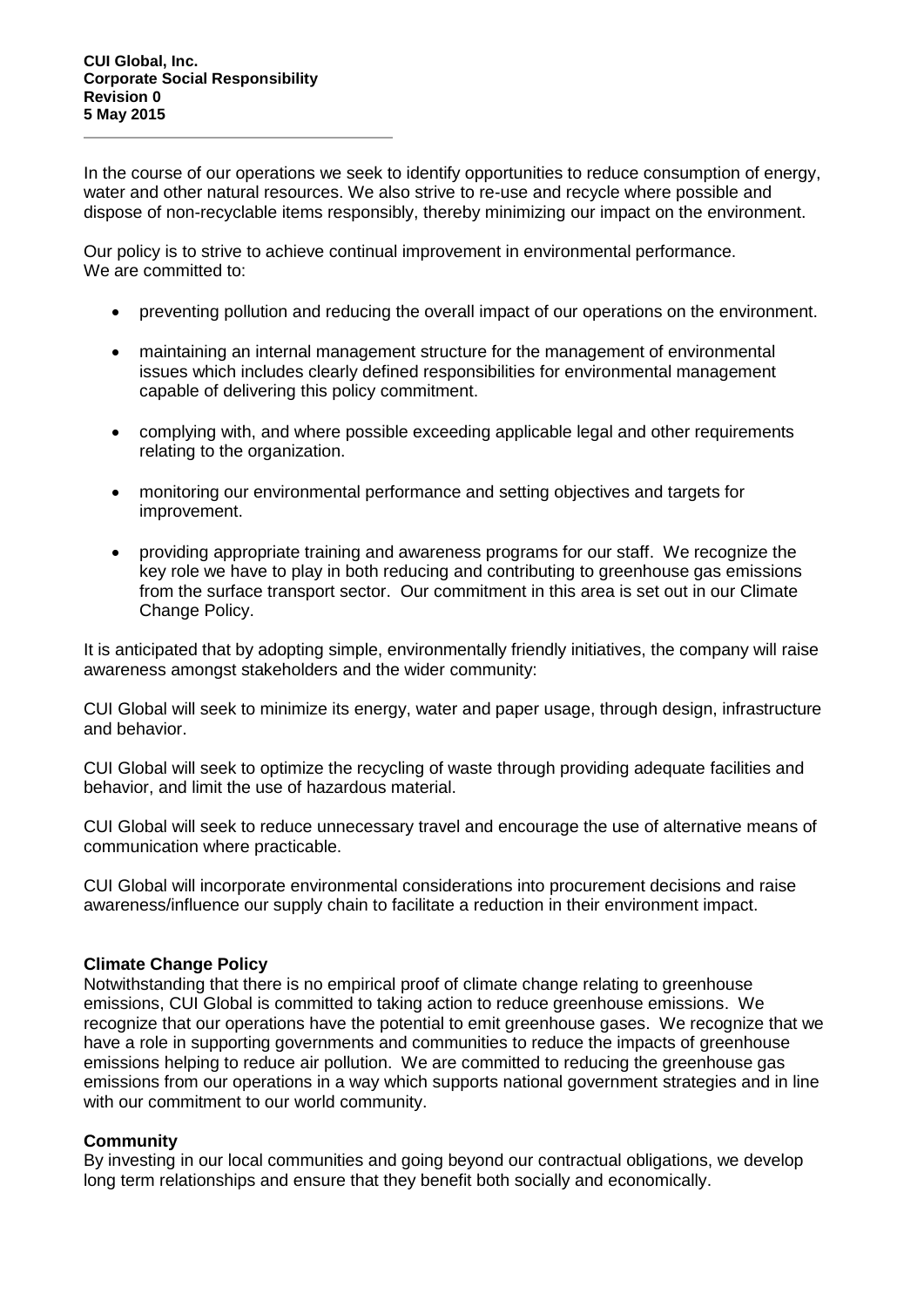In the course of our operations we seek to identify opportunities to reduce consumption of energy, water and other natural resources. We also strive to re-use and recycle where possible and dispose of non-recyclable items responsibly, thereby minimizing our impact on the environment.

Our policy is to strive to achieve continual improvement in environmental performance. We are committed to:

- preventing pollution and reducing the overall impact of our operations on the environment.
- maintaining an internal management structure for the management of environmental issues which includes clearly defined responsibilities for environmental management capable of delivering this policy commitment.
- complying with, and where possible exceeding applicable legal and other requirements relating to the organization.
- monitoring our environmental performance and setting objectives and targets for improvement.
- providing appropriate training and awareness programs for our staff. We recognize the key role we have to play in both reducing and contributing to greenhouse gas emissions from the surface transport sector. Our commitment in this area is set out in our Climate Change Policy.

It is anticipated that by adopting simple, environmentally friendly initiatives, the company will raise awareness amongst stakeholders and the wider community:

CUI Global will seek to minimize its energy, water and paper usage, through design, infrastructure and behavior.

CUI Global will seek to optimize the recycling of waste through providing adequate facilities and behavior, and limit the use of hazardous material.

CUI Global will seek to reduce unnecessary travel and encourage the use of alternative means of communication where practicable.

CUI Global will incorporate environmental considerations into procurement decisions and raise awareness/influence our supply chain to facilitate a reduction in their environment impact.

**Climate Change Policy**

Notwithstanding that there is no empirical proof of climate change relating to greenhouse emissions, CUI Global is committed to taking action to reduce greenhouse emissions. We recognize that our operations have the potential to emit greenhouse gases. We recognize that we have a role in supporting governments and communities to reduce the impacts of greenhouse emissions helping to reduce air pollution. We are committed to reducing the greenhouse gas emissions from our operations in a way which supports national government strategies and in line with our commitment to our world community.

**Community**

By investing in our local communities and going beyond our contractual obligations, we develop long term relationships and ensure that they benefit both socially and economically.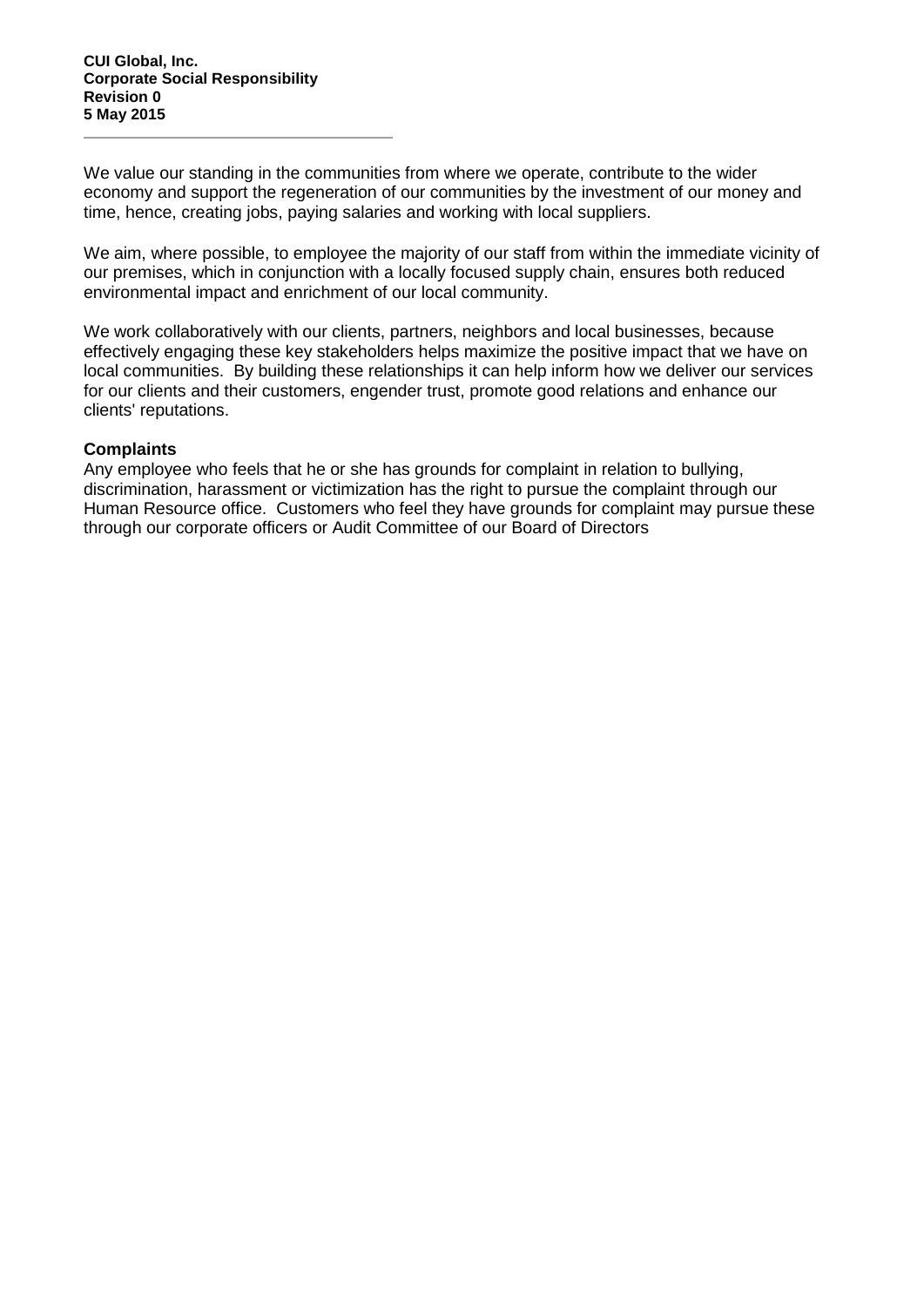We value our standing in the communities from where we operate, contribute to the wider economy and support the regeneration of our communities by the investment of our money and time, hence, creating jobs, paying salaries and working with local suppliers.

We aim, where possible, to employee the majority of our staff from within the immediate vicinity of our premises, which in conjunction with a locally focused supply chain, ensures both reduced environmental impact and enrichment of our local community.

We work collaboratively with our clients, partners, neighbors and local businesses, because effectively engaging these key stakeholders helps maximize the positive impact that we have on local communities. By building these relationships it can help inform how we deliver our services for our clients and their customers, engender trust, promote good relations and enhance our clients' reputations.

**Complaints**

Any employee who feels that he or she has grounds for complaint in relation to bullying, discrimination, harassment or victimization has the right to pursue the complaint through our Human Resource office. Customers who feel they have grounds for complaint may pursue these through our corporate officers or Audit Committee of our Board of Directors